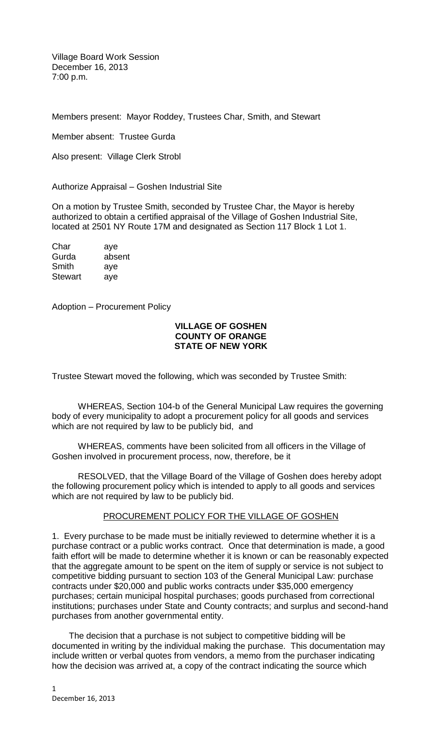Village Board Work Session
December 16, 2013
7:00 p.m.

Members present: Mayor Roddey, Trustees Char, Smith, and Stewart

Member absent: Trustee Gurda

Also present: Village Clerk Strobl

Authorize Appraisal – Goshen Industrial Site

On a motion by Trustee Smith, seconded by Trustee Char, the Mayor is hereby authorized to obtain a certified appraisal of the Village of Goshen Industrial Site, located at 2501 NY Route 17M and designated as Section 117 Block 1 Lot 1.

| | |
|---|---|
| Char | aye |
| Gurda | absent |
| Smith | aye |
| Stewart | aye |

Adoption – Procurement Policy

**VILLAGE OF GOSHEN**
**COUNTY OF ORANGE**
**STATE OF NEW YORK**

Trustee Stewart moved the following, which was seconded by Trustee Smith:

WHEREAS, Section 104-b of the General Municipal Law requires the governing body of every municipality to adopt a procurement policy for all goods and services which are not required by law to be publicly bid, and

WHEREAS, comments have been solicited from all officers in the Village of Goshen involved in procurement process, now, therefore, be it

RESOLVED, that the Village Board of the Village of Goshen does hereby adopt the following procurement policy which is intended to apply to all goods and services which are not required by law to be publicly bid.

PROCUREMENT POLICY FOR THE VILLAGE OF GOSHEN

1. Every purchase to be made must be initially reviewed to determine whether it is a purchase contract or a public works contract. Once that determination is made, a good faith effort will be made to determine whether it is known or can be reasonably expected that the aggregate amount to be spent on the item of supply or service is not subject to competitive bidding pursuant to section 103 of the General Municipal Law: purchase contracts under $20,000 and public works contracts under $35,000 emergency purchases; certain municipal hospital purchases; goods purchased from correctional institutions; purchases under State and County contracts; and surplus and second-hand purchases from another governmental entity.

The decision that a purchase is not subject to competitive bidding will be documented in writing by the individual making the purchase. This documentation may include written or verbal quotes from vendors, a memo from the purchaser indicating how the decision was arrived at, a copy of the contract indicating the source which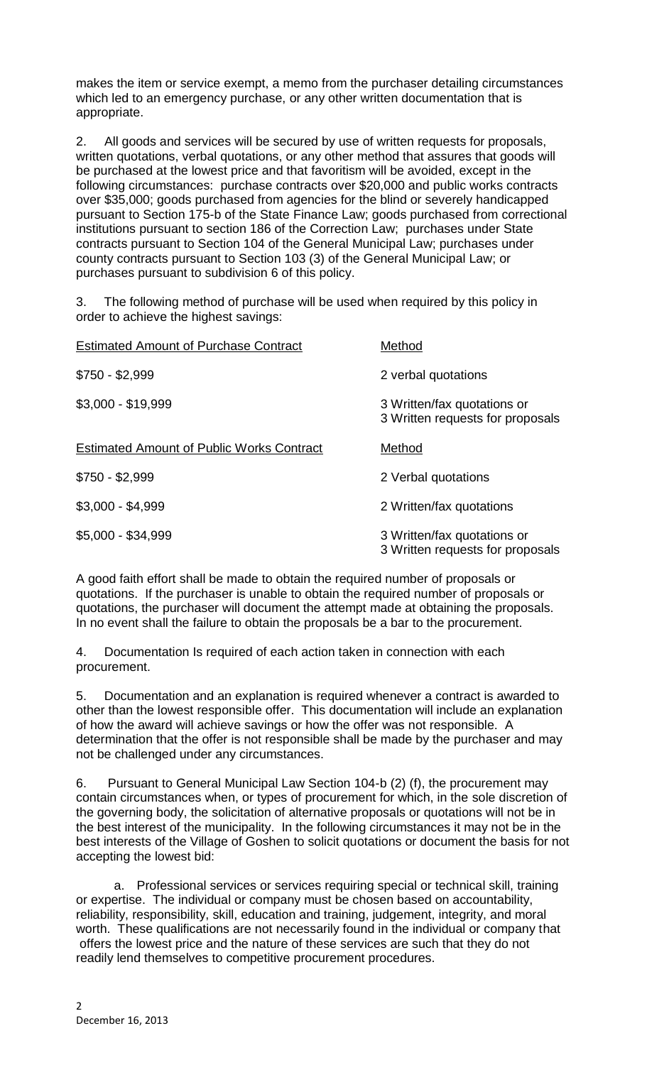makes the item or service exempt, a memo from the purchaser detailing circumstances which led to an emergency purchase, or any other written documentation that is appropriate.

2. All goods and services will be secured by use of written requests for proposals, written quotations, verbal quotations, or any other method that assures that goods will be purchased at the lowest price and that favoritism will be avoided, except in the following circumstances: purchase contracts over $20,000 and public works contracts over $35,000; goods purchased from agencies for the blind or severely handicapped pursuant to Section 175-b of the State Finance Law; goods purchased from correctional institutions pursuant to section 186 of the Correction Law; purchases under State contracts pursuant to Section 104 of the General Municipal Law; purchases under county contracts pursuant to Section 103 (3) of the General Municipal Law; or purchases pursuant to subdivision 6 of this policy.

3. The following method of purchase will be used when required by this policy in order to achieve the highest savings:

| Estimated Amount of Purchase Contract | Method |
|---|---|
| $750 - $2,999 | 2 verbal quotations |
| $3,000 - $19,999 | 3 Written/fax quotations or 3 Written requests for proposals |

| Estimated Amount of Public Works Contract | Method |
|---|---|
| $750 - $2,999 | 2 Verbal quotations |
| $3,000 - $4,999 | 2 Written/fax quotations |
| $5,000 - $34,999 | 3 Written/fax quotations or 3 Written requests for proposals |

A good faith effort shall be made to obtain the required number of proposals or quotations. If the purchaser is unable to obtain the required number of proposals or quotations, the purchaser will document the attempt made at obtaining the proposals. In no event shall the failure to obtain the proposals be a bar to the procurement.

4. Documentation Is required of each action taken in connection with each procurement.

5. Documentation and an explanation is required whenever a contract is awarded to other than the lowest responsible offer. This documentation will include an explanation of how the award will achieve savings or how the offer was not responsible. A determination that the offer is not responsible shall be made by the purchaser and may not be challenged under any circumstances.

6. Pursuant to General Municipal Law Section 104-b (2) (f), the procurement may contain circumstances when, or types of procurement for which, in the sole discretion of the governing body, the solicitation of alternative proposals or quotations will not be in the best interest of the municipality. In the following circumstances it may not be in the best interests of the Village of Goshen to solicit quotations or document the basis for not accepting the lowest bid:

a. Professional services or services requiring special or technical skill, training or expertise. The individual or company must be chosen based on accountability, reliability, responsibility, skill, education and training, judgement, integrity, and moral worth. These qualifications are not necessarily found in the individual or company that offers the lowest price and the nature of these services are such that they do not readily lend themselves to competitive procurement procedures.

December 16, 2013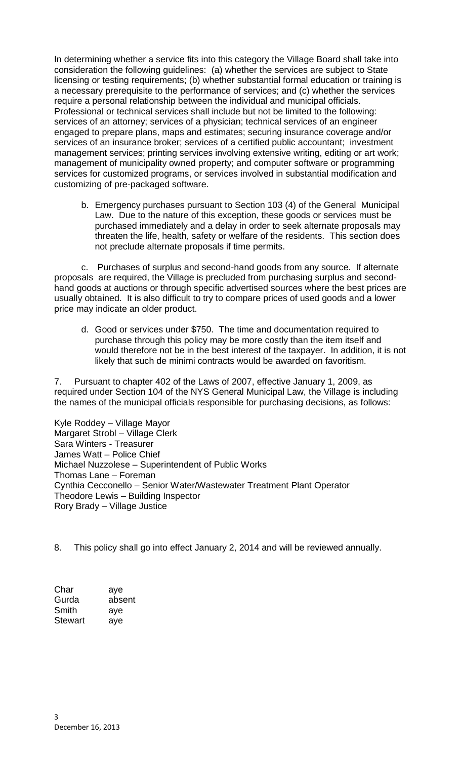In determining whether a service fits into this category the Village Board shall take into consideration the following guidelines: (a) whether the services are subject to State licensing or testing requirements; (b) whether substantial formal education or training is a necessary prerequisite to the performance of services; and (c) whether the services require a personal relationship between the individual and municipal officials. Professional or technical services shall include but not be limited to the following: services of an attorney; services of a physician; technical services of an engineer engaged to prepare plans, maps and estimates; securing insurance coverage and/or services of an insurance broker; services of a certified public accountant; investment management services; printing services involving extensive writing, editing or art work; management of municipality owned property; and computer software or programming services for customized programs, or services involved in substantial modification and customizing of pre-packaged software.

b. Emergency purchases pursuant to Section 103 (4) of the General Municipal Law. Due to the nature of this exception, these goods or services must be purchased immediately and a delay in order to seek alternate proposals may threaten the life, health, safety or welfare of the residents. This section does not preclude alternate proposals if time permits.

c. Purchases of surplus and second-hand goods from any source. If alternate proposals are required, the Village is precluded from purchasing surplus and second-hand goods at auctions or through specific advertised sources where the best prices are usually obtained. It is also difficult to try to compare prices of used goods and a lower price may indicate an older product.

d. Good or services under $750. The time and documentation required to purchase through this policy may be more costly than the item itself and would therefore not be in the best interest of the taxpayer. In addition, it is not likely that such de minimi contracts would be awarded on favoritism.

7. Pursuant to chapter 402 of the Laws of 2007, effective January 1, 2009, as required under Section 104 of the NYS General Municipal Law, the Village is including the names of the municipal officials responsible for purchasing decisions, as follows:

Kyle Roddey – Village Mayor
Margaret Strobl – Village Clerk
Sara Winters - Treasurer
James Watt – Police Chief
Michael Nuzzolese – Superintendent of Public Works
Thomas Lane – Foreman
Cynthia Cecconello – Senior Water/Wastewater Treatment Plant Operator
Theodore Lewis – Building Inspector
Rory Brady – Village Justice

8. This policy shall go into effect January 2, 2014 and will be reviewed annually.

| | |
|---|---|
| Char | aye |
| Gurda | absent |
| Smith | aye |
| Stewart | aye |

December 16, 2013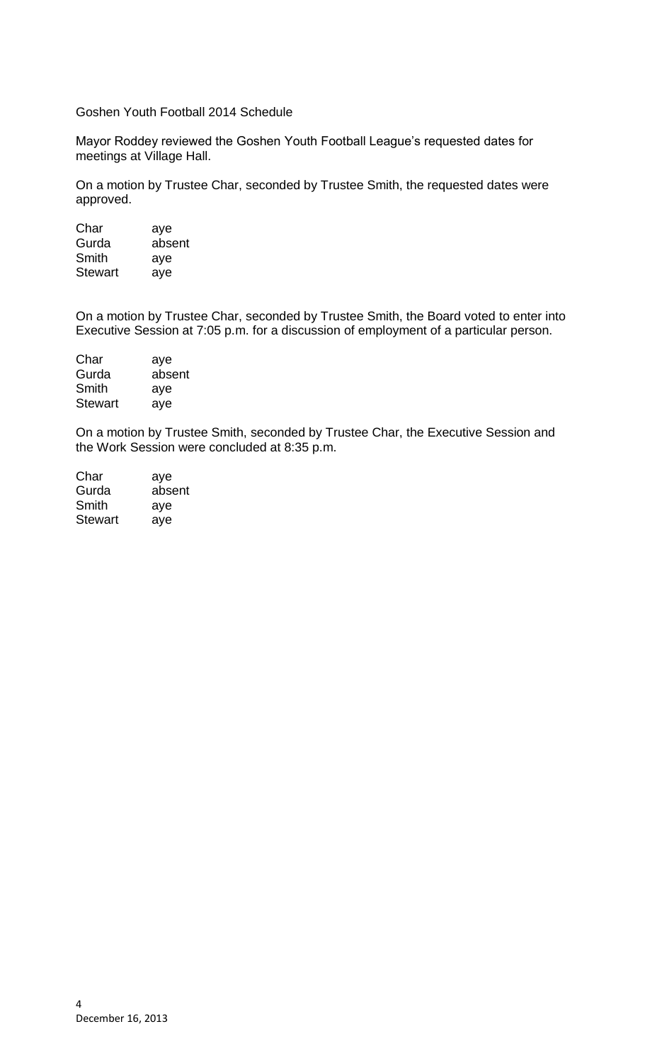Goshen Youth Football 2014 Schedule

Mayor Roddey reviewed the Goshen Youth Football League's requested dates for meetings at Village Hall.

On a motion by Trustee Char, seconded by Trustee Smith, the requested dates were approved.

| | |
|---|---|
| Char | aye |
| Gurda | absent |
| Smith | aye |
| Stewart | aye |

On a motion by Trustee Char, seconded by Trustee Smith, the Board voted to enter into Executive Session at 7:05 p.m. for a discussion of employment of a particular person.

| | |
|---|---|
| Char | aye |
| Gurda | absent |
| Smith | aye |
| Stewart | aye |

On a motion by Trustee Smith, seconded by Trustee Char, the Executive Session and the Work Session were concluded at 8:35 p.m.

| | |
|---|---|
| Char | aye |
| Gurda | absent |
| Smith | aye |
| Stewart | aye |